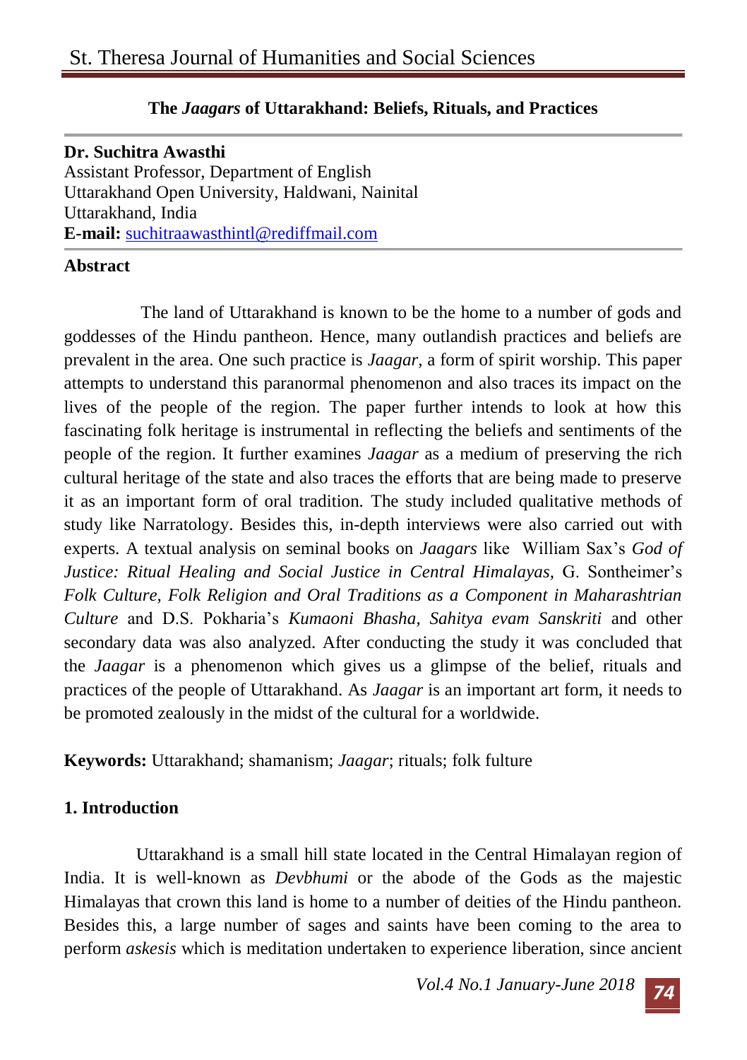# The *Jaagars* of Uttarakhand: Beliefs, Rituals, and Practices

**Dr. Suchitra Awasthi**
Assistant Professor, Department of English
Uttarakhand Open University, Haldwani, Nainital
Uttarakhand, India
**E-mail:** suchitraawasthintl@rediffmail.com

## Abstract

The land of Uttarakhand is known to be the home to a number of gods and goddesses of the Hindu pantheon. Hence, many outlandish practices and beliefs are prevalent in the area. One such practice is *Jaagar,* a form of spirit worship. This paper attempts to understand this paranormal phenomenon and also traces its impact on the lives of the people of the region. The paper further intends to look at how this fascinating folk heritage is instrumental in reflecting the beliefs and sentiments of the people of the region. It further examines *Jaagar* as a medium of preserving the rich cultural heritage of the state and also traces the efforts that are being made to preserve it as an important form of oral tradition. The study included qualitative methods of study like Narratology. Besides this, in-depth interviews were also carried out with experts. A textual analysis on seminal books on *Jaagars* like William Sax's *God of Justice: Ritual Healing and Social Justice in Central Himalayas,* G. Sontheimer's *Folk Culture, Folk Religion and Oral Traditions as a Component in Maharashtrian Culture* and D.S. Pokharia's *Kumaoni Bhasha, Sahitya evam Sanskriti* and other secondary data was also analyzed. After conducting the study it was concluded that the *Jaagar* is a phenomenon which gives us a glimpse of the belief, rituals and practices of the people of Uttarakhand. As *Jaagar* is an important art form, it needs to be promoted zealously in the midst of the cultural for a worldwide.

**Keywords:** Uttarakhand; shamanism; *Jaagar*; rituals; folk fulture

## 1. Introduction

Uttarakhand is a small hill state located in the Central Himalayan region of India. It is well-known as *Devbhumi* or the abode of the Gods as the majestic Himalayas that crown this land is home to a number of deities of the Hindu pantheon. Besides this, a large number of sages and saints have been coming to the area to perform *askesis* which is meditation undertaken to experience liberation, since ancient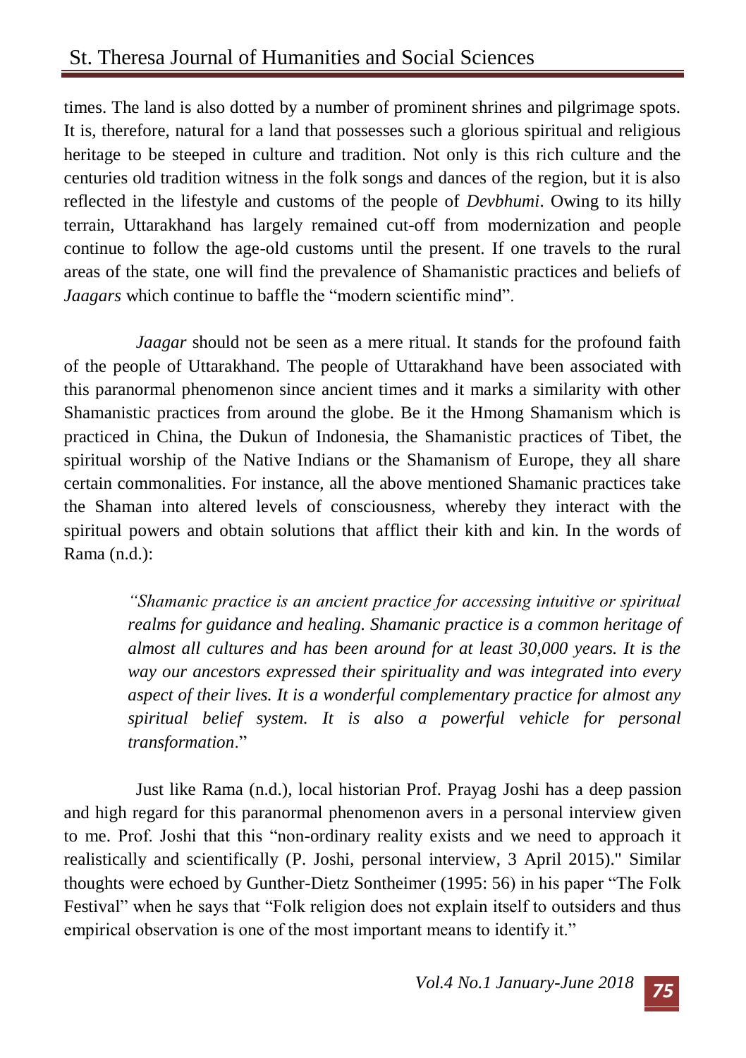times. The land is also dotted by a number of prominent shrines and pilgrimage spots. It is, therefore, natural for a land that possesses such a glorious spiritual and religious heritage to be steeped in culture and tradition. Not only is this rich culture and the centuries old tradition witness in the folk songs and dances of the region, but it is also reflected in the lifestyle and customs of the people of *Devbhumi*. Owing to its hilly terrain, Uttarakhand has largely remained cut-off from modernization and people continue to follow the age-old customs until the present. If one travels to the rural areas of the state, one will find the prevalence of Shamanistic practices and beliefs of *Jaagars* which continue to baffle the "modern scientific mind".

*Jaagar* should not be seen as a mere ritual. It stands for the profound faith of the people of Uttarakhand. The people of Uttarakhand have been associated with this paranormal phenomenon since ancient times and it marks a similarity with other Shamanistic practices from around the globe. Be it the Hmong Shamanism which is practiced in China, the Dukun of Indonesia, the Shamanistic practices of Tibet, the spiritual worship of the Native Indians or the Shamanism of Europe, they all share certain commonalities. For instance, all the above mentioned Shamanic practices take the Shaman into altered levels of consciousness, whereby they interact with the spiritual powers and obtain solutions that afflict their kith and kin. In the words of Rama (n.d.):

> *"Shamanic practice is an ancient practice for accessing intuitive or spiritual realms for guidance and healing. Shamanic practice is a common heritage of almost all cultures and has been around for at least 30,000 years. It is the way our ancestors expressed their spirituality and was integrated into every aspect of their lives. It is a wonderful complementary practice for almost any spiritual belief system. It is also a powerful vehicle for personal transformation*."

Just like Rama (n.d.), local historian Prof. Prayag Joshi has a deep passion and high regard for this paranormal phenomenon avers in a personal interview given to me. Prof. Joshi that this "non-ordinary reality exists and we need to approach it realistically and scientifically (P. Joshi, personal interview, 3 April 2015)." Similar thoughts were echoed by Gunther-Dietz Sontheimer (1995: 56) in his paper "The Folk Festival" when he says that "Folk religion does not explain itself to outsiders and thus empirical observation is one of the most important means to identify it."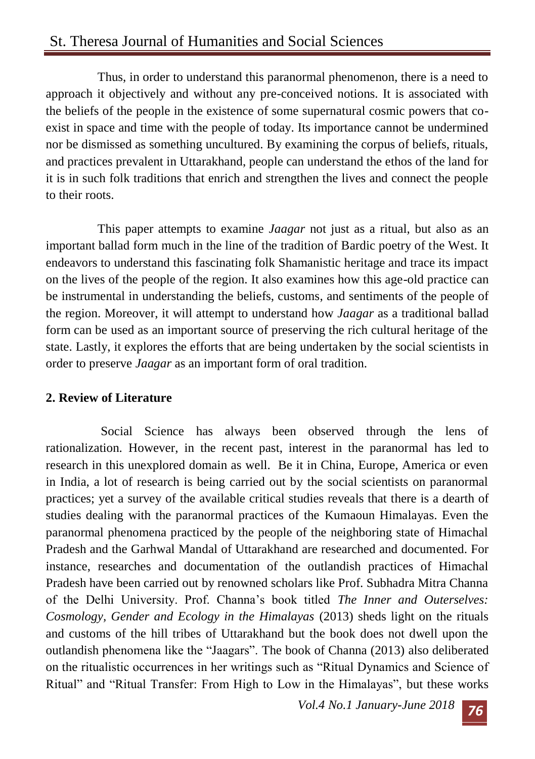Thus, in order to understand this paranormal phenomenon, there is a need to approach it objectively and without any pre-conceived notions. It is associated with the beliefs of the people in the existence of some supernatural cosmic powers that co-exist in space and time with the people of today. Its importance cannot be undermined nor be dismissed as something uncultured. By examining the corpus of beliefs, rituals, and practices prevalent in Uttarakhand, people can understand the ethos of the land for it is in such folk traditions that enrich and strengthen the lives and connect the people to their roots.

This paper attempts to examine *Jaagar* not just as a ritual, but also as an important ballad form much in the line of the tradition of Bardic poetry of the West. It endeavors to understand this fascinating folk Shamanistic heritage and trace its impact on the lives of the people of the region. It also examines how this age-old practice can be instrumental in understanding the beliefs, customs, and sentiments of the people of the region. Moreover, it will attempt to understand how *Jaagar* as a traditional ballad form can be used as an important source of preserving the rich cultural heritage of the state. Lastly, it explores the efforts that are being undertaken by the social scientists in order to preserve *Jaagar* as an important form of oral tradition.

## 2. Review of Literature

Social Science has always been observed through the lens of rationalization. However, in the recent past, interest in the paranormal has led to research in this unexplored domain as well. Be it in China, Europe, America or even in India, a lot of research is being carried out by the social scientists on paranormal practices; yet a survey of the available critical studies reveals that there is a dearth of studies dealing with the paranormal practices of the Kumaoun Himalayas. Even the paranormal phenomena practiced by the people of the neighboring state of Himachal Pradesh and the Garhwal Mandal of Uttarakhand are researched and documented. For instance, researches and documentation of the outlandish practices of Himachal Pradesh have been carried out by renowned scholars like Prof. Subhadra Mitra Channa of the Delhi University. Prof. Channa's book titled *The Inner and Outerselves: Cosmology, Gender and Ecology in the Himalayas* (2013) sheds light on the rituals and customs of the hill tribes of Uttarakhand but the book does not dwell upon the outlandish phenomena like the "Jaagars". The book of Channa (2013) also deliberated on the ritualistic occurrences in her writings such as "Ritual Dynamics and Science of Ritual" and "Ritual Transfer: From High to Low in the Himalayas", but these works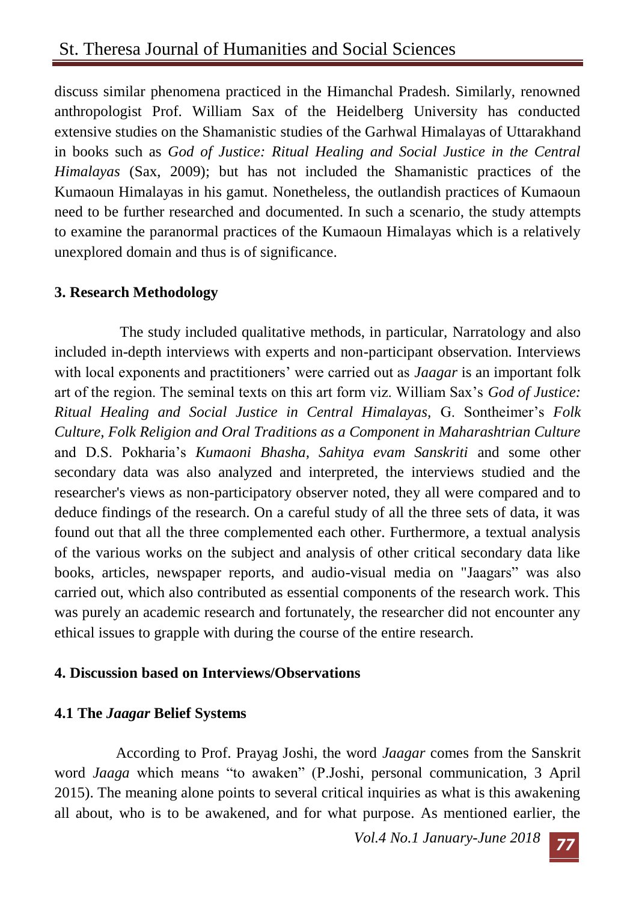discuss similar phenomena practiced in the Himanchal Pradesh. Similarly, renowned anthropologist Prof. William Sax of the Heidelberg University has conducted extensive studies on the Shamanistic studies of the Garhwal Himalayas of Uttarakhand in books such as *God of Justice: Ritual Healing and Social Justice in the Central Himalayas* (Sax, 2009); but has not included the Shamanistic practices of the Kumaoun Himalayas in his gamut. Nonetheless, the outlandish practices of Kumaoun need to be further researched and documented. In such a scenario, the study attempts to examine the paranormal practices of the Kumaoun Himalayas which is a relatively unexplored domain and thus is of significance.

## 3. Research Methodology

The study included qualitative methods, in particular, Narratology and also included in-depth interviews with experts and non-participant observation. Interviews with local exponents and practitioners' were carried out as *Jaagar* is an important folk art of the region. The seminal texts on this art form viz. William Sax's *God of Justice: Ritual Healing and Social Justice in Central Himalayas*, G. Sontheimer's *Folk Culture, Folk Religion and Oral Traditions as a Component in Maharashtrian Culture* and D.S. Pokharia's *Kumaoni Bhasha, Sahitya evam Sanskriti* and some other secondary data was also analyzed and interpreted, the interviews studied and the researcher's views as non-participatory observer noted, they all were compared and to deduce findings of the research. On a careful study of all the three sets of data, it was found out that all the three complemented each other. Furthermore, a textual analysis of the various works on the subject and analysis of other critical secondary data like books, articles, newspaper reports, and audio-visual media on "Jaagars" was also carried out, which also contributed as essential components of the research work. This was purely an academic research and fortunately, the researcher did not encounter any ethical issues to grapple with during the course of the entire research.

## 4. Discussion based on Interviews/Observations

### 4.1 The *Jaagar* Belief Systems

According to Prof. Prayag Joshi, the word *Jaagar* comes from the Sanskrit word *Jaaga* which means "to awaken" (P.Joshi, personal communication, 3 April 2015). The meaning alone points to several critical inquiries as what is this awakening all about, who is to be awakened, and for what purpose. As mentioned earlier, the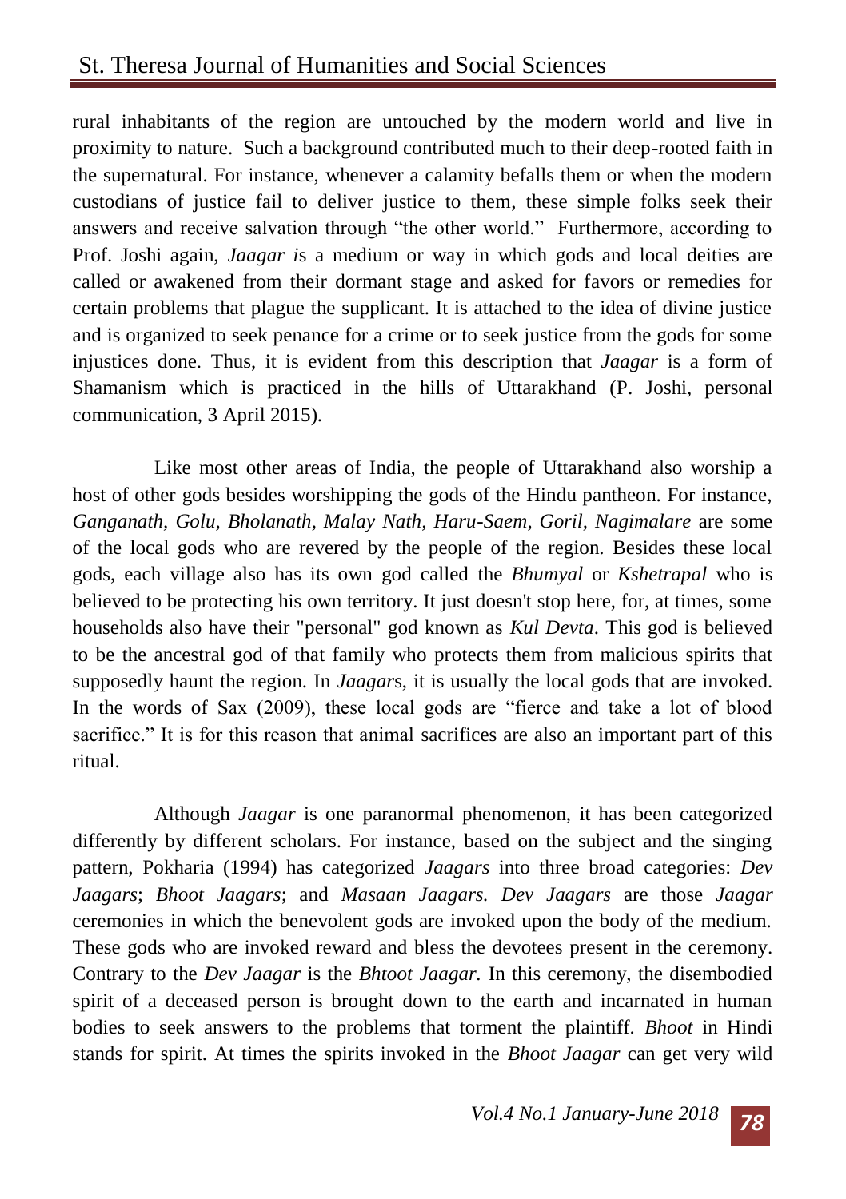rural inhabitants of the region are untouched by the modern world and live in proximity to nature. Such a background contributed much to their deep-rooted faith in the supernatural. For instance, whenever a calamity befalls them or when the modern custodians of justice fail to deliver justice to them, these simple folks seek their answers and receive salvation through "the other world." Furthermore, according to Prof. Joshi again, *Jaagar i*s a medium or way in which gods and local deities are called or awakened from their dormant stage and asked for favors or remedies for certain problems that plague the supplicant. It is attached to the idea of divine justice and is organized to seek penance for a crime or to seek justice from the gods for some injustices done. Thus, it is evident from this description that *Jaagar* is a form of Shamanism which is practiced in the hills of Uttarakhand (P. Joshi, personal communication, 3 April 2015).

Like most other areas of India, the people of Uttarakhand also worship a host of other gods besides worshipping the gods of the Hindu pantheon. For instance, *Ganganath, Golu, Bholanath, Malay Nath, Haru-Saem, Goril, Nagimalare* are some of the local gods who are revered by the people of the region. Besides these local gods, each village also has its own god called the *Bhumyal* or *Kshetrapal* who is believed to be protecting his own territory. It just doesn't stop here, for, at times, some households also have their "personal" god known as *Kul Devta*. This god is believed to be the ancestral god of that family who protects them from malicious spirits that supposedly haunt the region. In *Jaagar*s, it is usually the local gods that are invoked. In the words of Sax (2009), these local gods are "fierce and take a lot of blood sacrifice." It is for this reason that animal sacrifices are also an important part of this ritual.

Although *Jaagar* is one paranormal phenomenon, it has been categorized differently by different scholars. For instance, based on the subject and the singing pattern, Pokharia (1994) has categorized *Jaagars* into three broad categories: *Dev Jaagars*; *Bhoot Jaagars*; and *Masaan Jaagars. Dev Jaagars* are those *Jaagar* ceremonies in which the benevolent gods are invoked upon the body of the medium. These gods who are invoked reward and bless the devotees present in the ceremony. Contrary to the *Dev Jaagar* is the *Bhtoot Jaagar.* In this ceremony, the disembodied spirit of a deceased person is brought down to the earth and incarnated in human bodies to seek answers to the problems that torment the plaintiff. *Bhoot* in Hindi stands for spirit. At times the spirits invoked in the *Bhoot Jaagar* can get very wild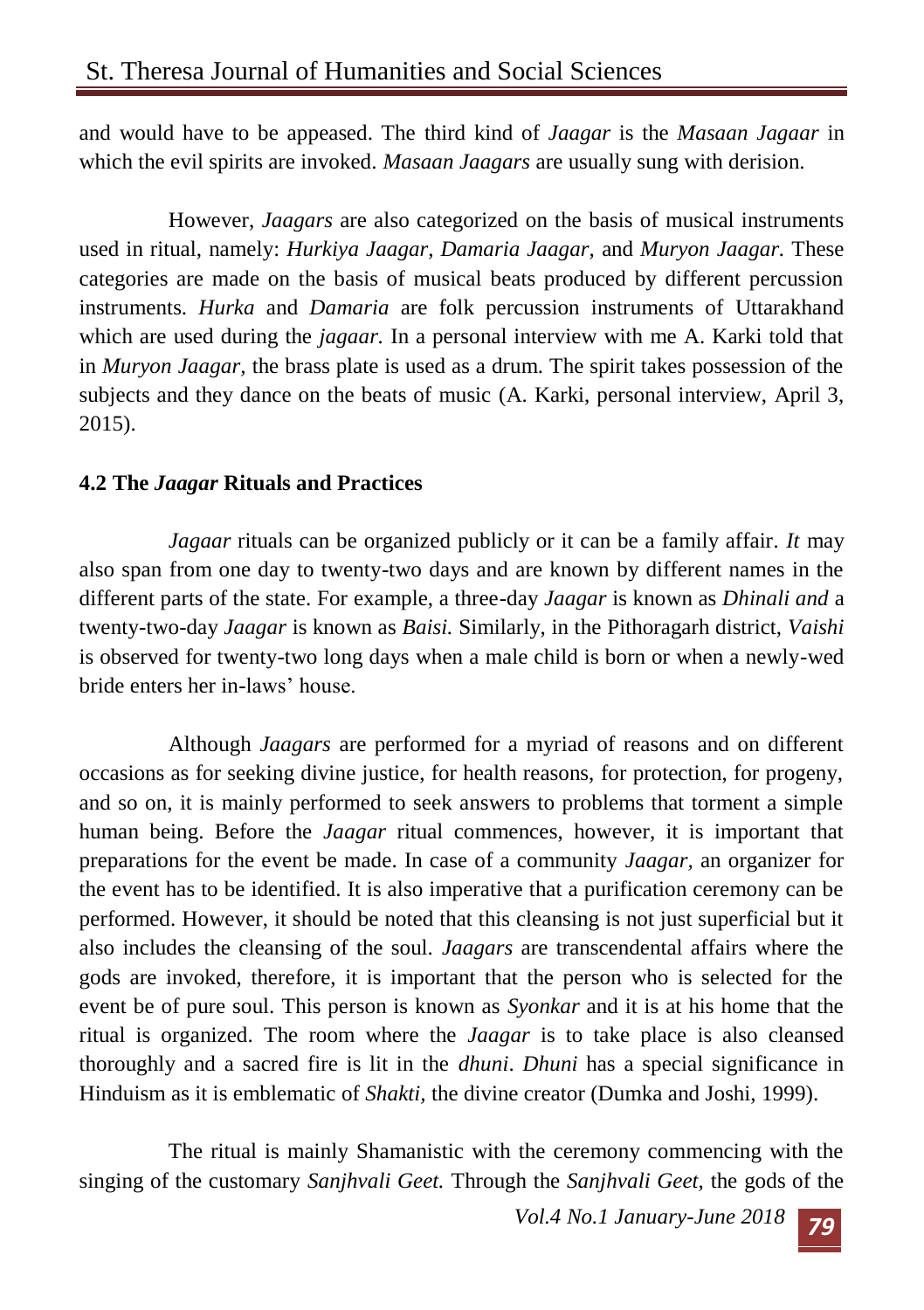and would have to be appeased. The third kind of *Jaagar* is the *Masaan Jagaar* in which the evil spirits are invoked. *Masaan Jaagars* are usually sung with derision.

However, *Jaagars* are also categorized on the basis of musical instruments used in ritual, namely: *Hurkiya Jaagar, Damaria Jaagar,* and *Muryon Jaagar.* These categories are made on the basis of musical beats produced by different percussion instruments. *Hurka* and *Damaria* are folk percussion instruments of Uttarakhand which are used during the *jagaar.* In a personal interview with me A. Karki told that in *Muryon Jaagar,* the brass plate is used as a drum. The spirit takes possession of the subjects and they dance on the beats of music (A. Karki, personal interview, April 3, 2015).

### 4.2 The *Jaagar* Rituals and Practices

*Jagaar* rituals can be organized publicly or it can be a family affair. *It* may also span from one day to twenty-two days and are known by different names in the different parts of the state. For example, a three-day *Jaagar* is known as *Dhinali and* a twenty-two-day *Jaagar* is known as *Baisi.* Similarly, in the Pithoragarh district, *Vaishi* is observed for twenty-two long days when a male child is born or when a newly-wed bride enters her in-laws' house.

Although *Jaagars* are performed for a myriad of reasons and on different occasions as for seeking divine justice, for health reasons, for protection, for progeny, and so on, it is mainly performed to seek answers to problems that torment a simple human being. Before the *Jaagar* ritual commences, however, it is important that preparations for the event be made. In case of a community *Jaagar,* an organizer for the event has to be identified. It is also imperative that a purification ceremony can be performed. However, it should be noted that this cleansing is not just superficial but it also includes the cleansing of the soul. *Jaagars* are transcendental affairs where the gods are invoked, therefore, it is important that the person who is selected for the event be of pure soul. This person is known as *Syonkar* and it is at his home that the ritual is organized. The room where the *Jaagar* is to take place is also cleansed thoroughly and a sacred fire is lit in the *dhuni*. *Dhuni* has a special significance in Hinduism as it is emblematic of *Shakti,* the divine creator (Dumka and Joshi, 1999).

The ritual is mainly Shamanistic with the ceremony commencing with the singing of the customary *Sanjhvali Geet.* Through the *Sanjhvali Geet,* the gods of the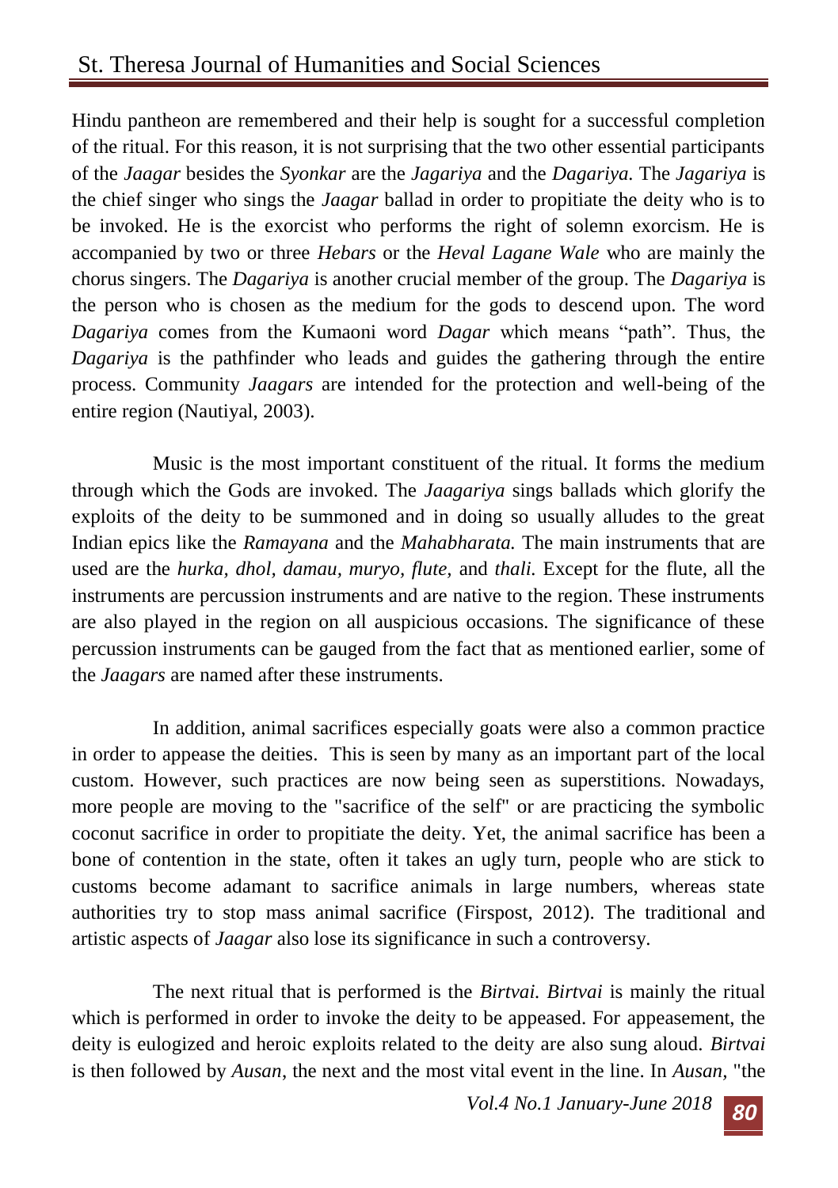Hindu pantheon are remembered and their help is sought for a successful completion of the ritual. For this reason, it is not surprising that the two other essential participants of the *Jaagar* besides the *Syonkar* are the *Jagariya* and the *Dagariya.* The *Jagariya* is the chief singer who sings the *Jaagar* ballad in order to propitiate the deity who is to be invoked. He is the exorcist who performs the right of solemn exorcism. He is accompanied by two or three *Hebars* or the *Heval Lagane Wale* who are mainly the chorus singers. The *Dagariya* is another crucial member of the group. The *Dagariya* is the person who is chosen as the medium for the gods to descend upon. The word *Dagariya* comes from the Kumaoni word *Dagar* which means "path". Thus, the *Dagariya* is the pathfinder who leads and guides the gathering through the entire process. Community *Jaagars* are intended for the protection and well-being of the entire region (Nautiyal, 2003).

Music is the most important constituent of the ritual. It forms the medium through which the Gods are invoked. The *Jaagariya* sings ballads which glorify the exploits of the deity to be summoned and in doing so usually alludes to the great Indian epics like the *Ramayana* and the *Mahabharata.* The main instruments that are used are the *hurka, dhol, damau, muryo, flute,* and *thali.* Except for the flute, all the instruments are percussion instruments and are native to the region. These instruments are also played in the region on all auspicious occasions. The significance of these percussion instruments can be gauged from the fact that as mentioned earlier, some of the *Jaagars* are named after these instruments.

In addition, animal sacrifices especially goats were also a common practice in order to appease the deities. This is seen by many as an important part of the local custom. However, such practices are now being seen as superstitions. Nowadays, more people are moving to the "sacrifice of the self" or are practicing the symbolic coconut sacrifice in order to propitiate the deity. Yet, the animal sacrifice has been a bone of contention in the state, often it takes an ugly turn, people who are stick to customs become adamant to sacrifice animals in large numbers, whereas state authorities try to stop mass animal sacrifice (Firspost, 2012). The traditional and artistic aspects of *Jaagar* also lose its significance in such a controversy.

The next ritual that is performed is the *Birtvai. Birtvai* is mainly the ritual which is performed in order to invoke the deity to be appeased. For appeasement, the deity is eulogized and heroic exploits related to the deity are also sung aloud. *Birtvai* is then followed by *Ausan,* the next and the most vital event in the line. In *Ausan,* "the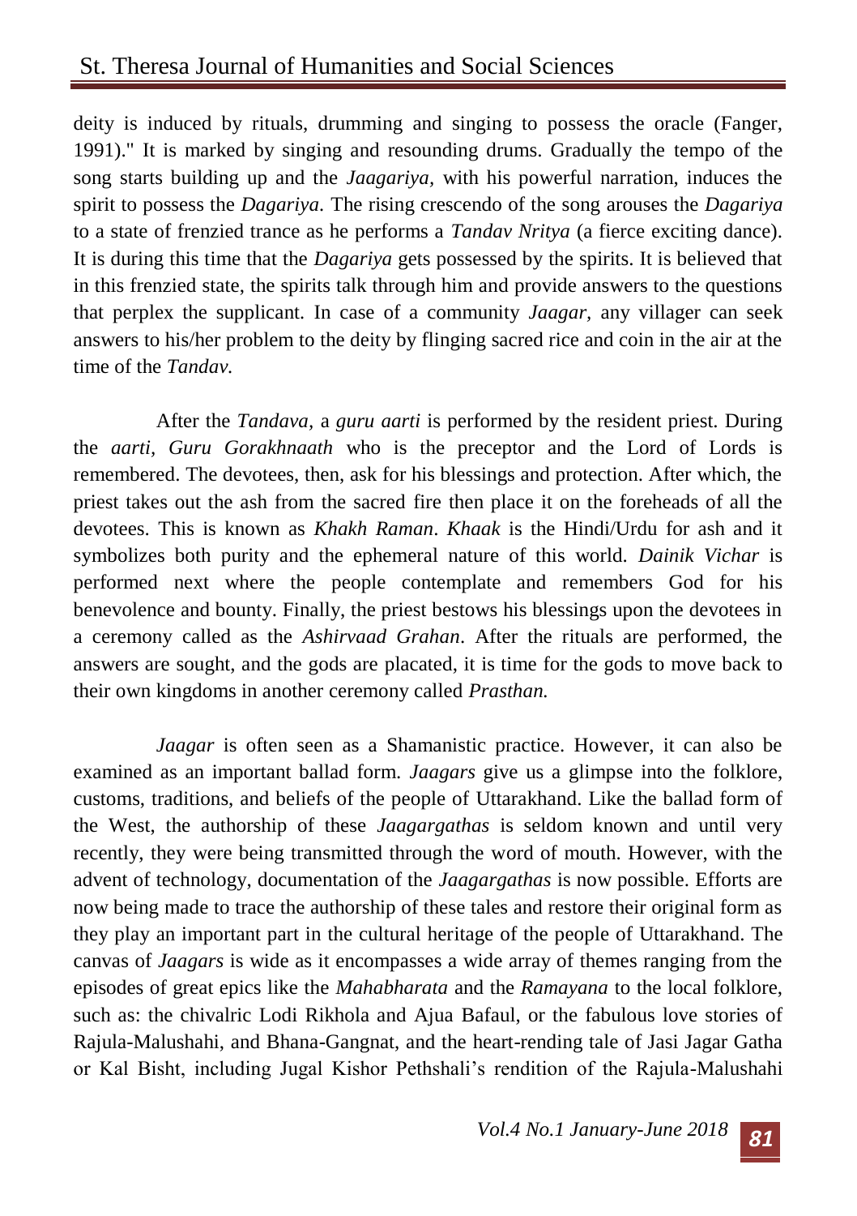deity is induced by rituals, drumming and singing to possess the oracle (Fanger, 1991)." It is marked by singing and resounding drums. Gradually the tempo of the song starts building up and the *Jaagariya,* with his powerful narration, induces the spirit to possess the *Dagariya.* The rising crescendo of the song arouses the *Dagariya* to a state of frenzied trance as he performs a *Tandav Nritya* (a fierce exciting dance). It is during this time that the *Dagariya* gets possessed by the spirits. It is believed that in this frenzied state, the spirits talk through him and provide answers to the questions that perplex the supplicant. In case of a community *Jaagar,* any villager can seek answers to his/her problem to the deity by flinging sacred rice and coin in the air at the time of the *Tandav.*

After the *Tandava,* a *guru aarti* is performed by the resident priest. During the *aarti, Guru Gorakhnaath* who is the preceptor and the Lord of Lords is remembered. The devotees, then, ask for his blessings and protection. After which, the priest takes out the ash from the sacred fire then place it on the foreheads of all the devotees. This is known as *Khakh Raman*. *Khaak* is the Hindi/Urdu for ash and it symbolizes both purity and the ephemeral nature of this world. *Dainik Vichar* is performed next where the people contemplate and remembers God for his benevolence and bounty. Finally, the priest bestows his blessings upon the devotees in a ceremony called as the *Ashirvaad Grahan*. After the rituals are performed, the answers are sought, and the gods are placated, it is time for the gods to move back to their own kingdoms in another ceremony called *Prasthan.*

*Jaagar* is often seen as a Shamanistic practice. However, it can also be examined as an important ballad form. *Jaagars* give us a glimpse into the folklore, customs, traditions, and beliefs of the people of Uttarakhand. Like the ballad form of the West, the authorship of these *Jaagargathas* is seldom known and until very recently, they were being transmitted through the word of mouth. However, with the advent of technology, documentation of the *Jaagargathas* is now possible. Efforts are now being made to trace the authorship of these tales and restore their original form as they play an important part in the cultural heritage of the people of Uttarakhand. The canvas of *Jaagars* is wide as it encompasses a wide array of themes ranging from the episodes of great epics like the *Mahabharata* and the *Ramayana* to the local folklore, such as: the chivalric Lodi Rikhola and Ajua Bafaul, or the fabulous love stories of Rajula-Malushahi, and Bhana-Gangnat, and the heart-rending tale of Jasi Jagar Gatha or Kal Bisht, including Jugal Kishor Pethshali's rendition of the Rajula-Malushahi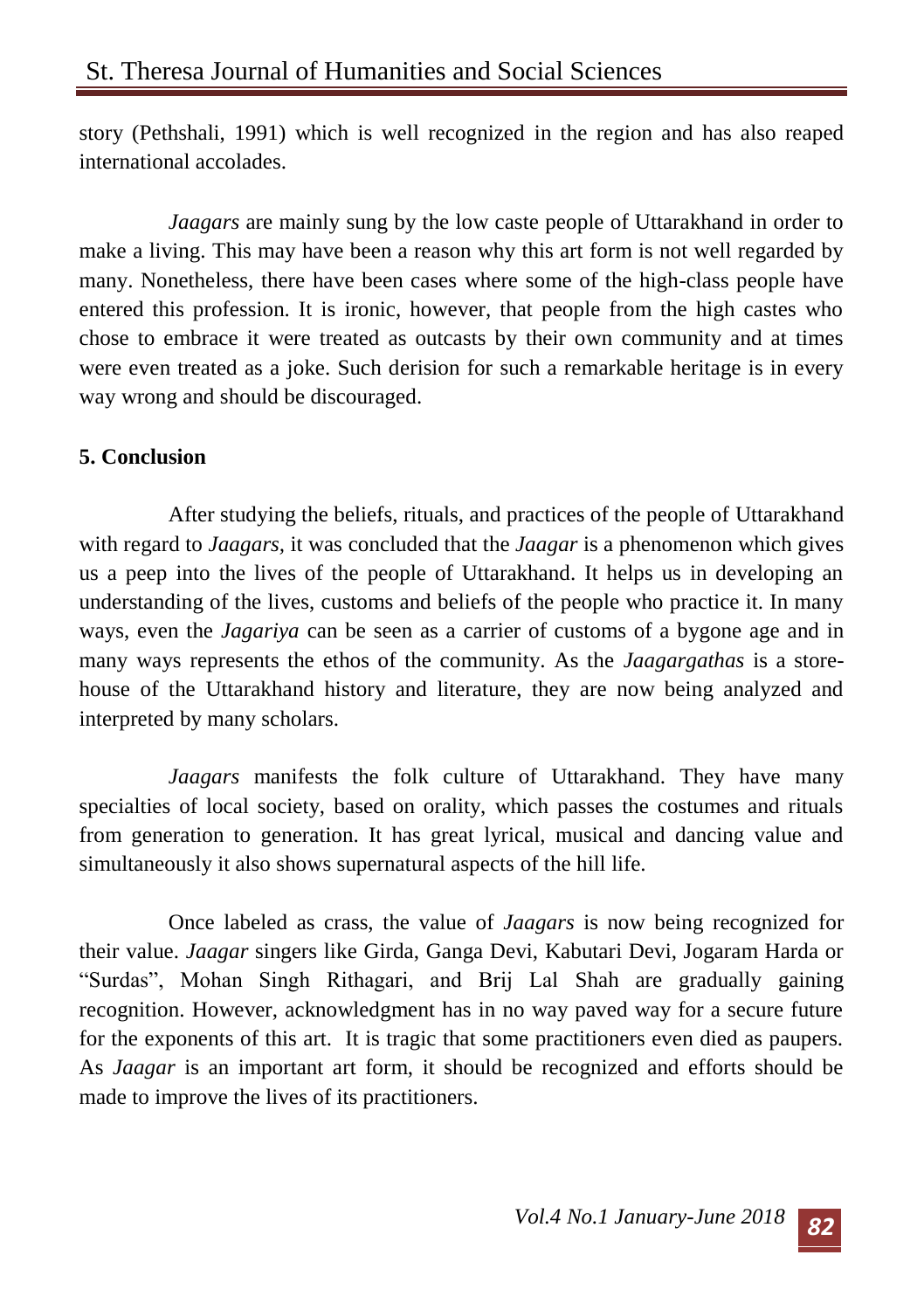story (Pethshali, 1991) which is well recognized in the region and has also reaped international accolades.

*Jaagars* are mainly sung by the low caste people of Uttarakhand in order to make a living. This may have been a reason why this art form is not well regarded by many. Nonetheless, there have been cases where some of the high-class people have entered this profession. It is ironic, however, that people from the high castes who chose to embrace it were treated as outcasts by their own community and at times were even treated as a joke. Such derision for such a remarkable heritage is in every way wrong and should be discouraged.

## 5. Conclusion

After studying the beliefs, rituals, and practices of the people of Uttarakhand with regard to *Jaagars*, it was concluded that the *Jaagar* is a phenomenon which gives us a peep into the lives of the people of Uttarakhand. It helps us in developing an understanding of the lives, customs and beliefs of the people who practice it. In many ways, even the *Jagariya* can be seen as a carrier of customs of a bygone age and in many ways represents the ethos of the community. As the *Jaagargathas* is a store-house of the Uttarakhand history and literature, they are now being analyzed and interpreted by many scholars.

*Jaagars* manifests the folk culture of Uttarakhand. They have many specialties of local society, based on orality, which passes the costumes and rituals from generation to generation. It has great lyrical, musical and dancing value and simultaneously it also shows supernatural aspects of the hill life.

Once labeled as crass, the value of *Jaagars* is now being recognized for their value. *Jaagar* singers like Girda, Ganga Devi, Kabutari Devi, Jogaram Harda or "Surdas", Mohan Singh Rithagari, and Brij Lal Shah are gradually gaining recognition. However, acknowledgment has in no way paved way for a secure future for the exponents of this art. It is tragic that some practitioners even died as paupers. As *Jaagar* is an important art form, it should be recognized and efforts should be made to improve the lives of its practitioners.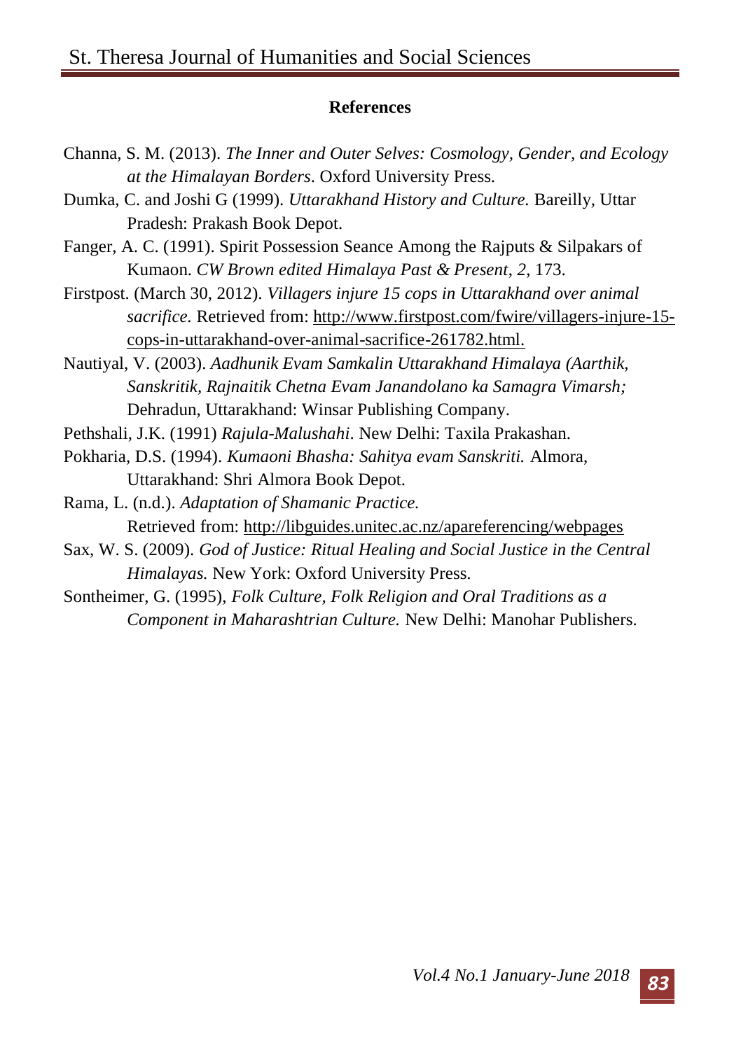## References

Channa, S. M. (2013). *The Inner and Outer Selves: Cosmology, Gender, and Ecology at the Himalayan Borders*. Oxford University Press.

Dumka, C. and Joshi G (1999). *Uttarakhand History and Culture.* Bareilly, Uttar Pradesh: Prakash Book Depot.

Fanger, A. C. (1991). Spirit Possession Seance Among the Rajputs & Silpakars of Kumaon. *CW Brown edited Himalaya Past & Present*, *2*, 173.

Firstpost. (March 30, 2012). *Villagers injure 15 cops in Uttarakhand over animal sacrifice.* Retrieved from: http://www.firstpost.com/fwire/villagers-injure-15-cops-in-uttarakhand-over-animal-sacrifice-261782.html.

Nautiyal, V. (2003). *Aadhunik Evam Samkalin Uttarakhand Himalaya (Aarthik, Sanskritik, Rajnaitik Chetna Evam Janandolano ka Samagra Vimarsh;* Dehradun, Uttarakhand: Winsar Publishing Company.

Pethshali, J.K. (1991) *Rajula-Malushahi*. New Delhi: Taxila Prakashan.

Pokharia, D.S. (1994). *Kumaoni Bhasha: Sahitya evam Sanskriti.* Almora, Uttarakhand: Shri Almora Book Depot.

Rama, L. (n.d.). *Adaptation of Shamanic Practice.* Retrieved from: http://libguides.unitec.ac.nz/apareferencing/webpages

Sax, W. S. (2009). *God of Justice: Ritual Healing and Social Justice in the Central Himalayas.* New York: Oxford University Press.

Sontheimer, G. (1995), *Folk Culture, Folk Religion and Oral Traditions as a Component in Maharashtrian Culture.* New Delhi: Manohar Publishers.